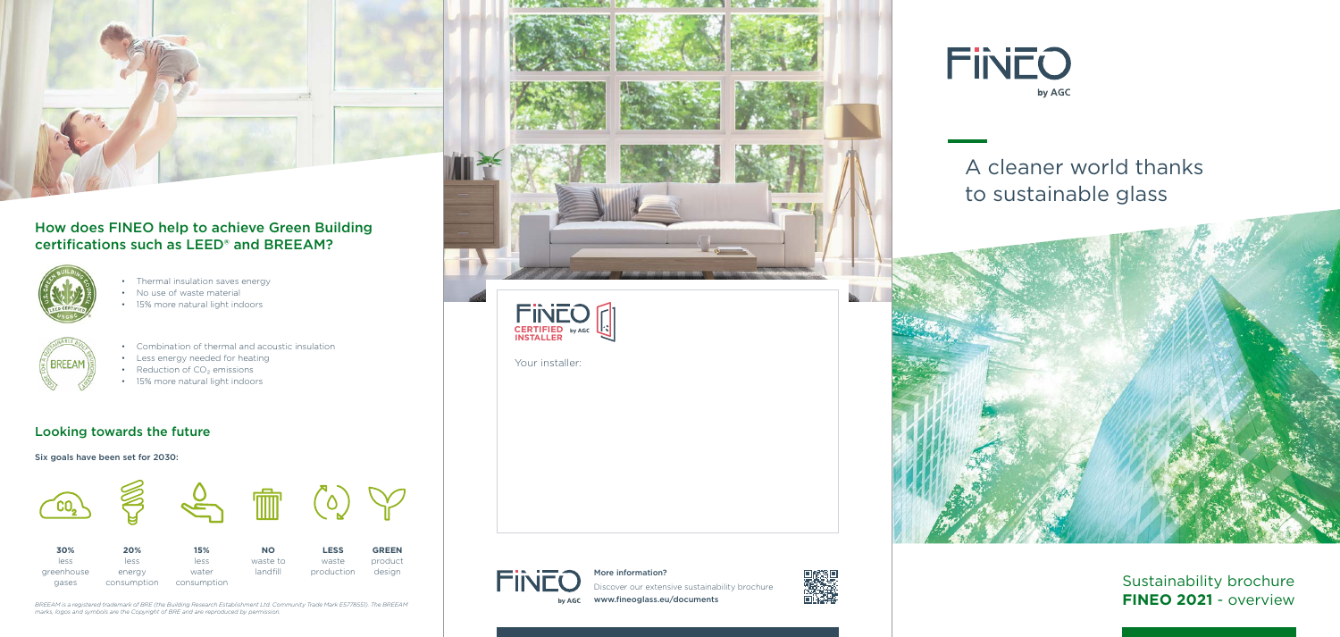## How does FINEO help to achieve Green Building certifications such as LEED® and BREEAM?

- Thermal insulation saves energy
- No use of waste material
- 15% more natural light indoors

- Combination of thermal and acoustic insulation
- Less energy needed for heating
- Reduction of $CO_2$ emissions
- 15% more natural light indoors

## Looking towards the future

**Six goals have been set for 2030:**

| **30%** less greenhouse gases | **20%** less energy consumption | **15%** less water consumption | **NO** waste to landfill | **LESS** waste production | **GREEN** product design |
|---|---|---|---|---|---|

*BREEAM is a registered trademark of BRE (the Building Research Establishment Ltd. Community Trade Mark E5778551). The BREEAM marks, logos and symbols are the Copyright of BRE and are reproduced by permission.*

FINEO by AGC CERTIFIED INSTALLER

Your installer:

**More information?**

Discover our extensive sustainability brochure

www.fineoglass.eu/documents

# FINEO by AGC

## A cleaner world thanks to sustainable glass

Sustainability brochure

**FINEO 2021** - overview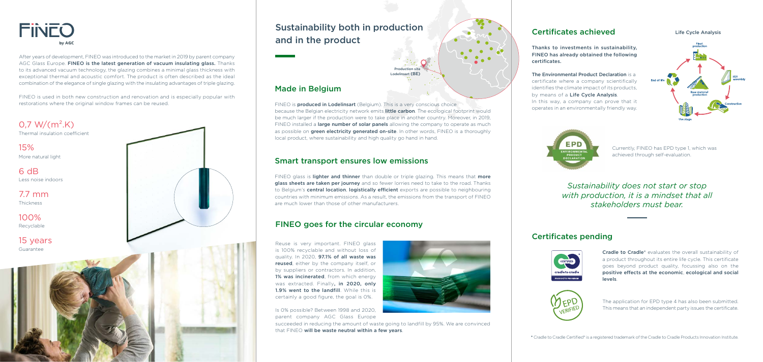# FINEO

by AGC

After years of development, FINEO was introduced to the market in 2019 by parent company AGC Glass Europe. **FINEO is the latest generation of vacuum insulating glass.** Thanks to its advanced vacuum technology, the glazing combines a minimal glass thickness with exceptional thermal and acoustic comfort. The product is often described as the ideal combination of the elegance of single glazing with the insulating advantages of triple glazing.

FINEO is used in both new construction and renovation and is especially popular with restorations where the original window frames can be reused.

0,7 W/(m².K)
Thermal insulation coefficient

15%
More natural light

6 dB
Less noise indoors

7.7 mm
Thickness

100%
Recyclable

15 years
Guarantee

# Sustainability both in production and in the product

Production site
Lodelinsart (BE)

## Made in Belgium

FINEO is **produced in Lodelinsart** (Belgium). This is a very conscious choice because the Belgian electricity network emits **little carbon**. The ecological footprint would be much larger if the production were to take place in another country. Moreover, in 2019, FINEO installed a **large number of solar panels** allowing the company to operate as much as possible on **green electricity generated on-site**. In other words, FINEO is a thoroughly local product, where sustainability and high quality go hand in hand.

## Smart transport ensures low emissions

FINEO glass is **lighter and thinner** than double or triple glazing. This means that **more glass sheets are taken per journey** and so fewer lorries need to take to the road. Thanks to Belgium's **central location**, **logistically efficient** exports are possible to neighbouring countries with minimum emissions. As a result, the emissions from the transport of FINEO are much lower than those of other manufacturers.

## FINEO goes for the circular economy

Reuse is very important. FINEO glass is 100% recyclable and without loss of quality. In 2020, **97.1% of all waste was reused**, either by the company itself, or by suppliers or contractors. In addition, **1% was incinerated**, from which energy was extracted. Finally, **in 2020, only 1.9% went to the landfill**. While this is certainly a good figure, the goal is 0%.

Is 0% possible? Between 1998 and 2020, parent company AGC Glass Europe succeeded in reducing the amount of waste going to landfill by 95%. We are convinced that FINEO **will be waste neutral within a few years**.

## Certificates achieved

**Thanks to investments in sustainability, FINEO has already obtained the following certificates.**

**The Environmental Product Declaration** is a certificate where a company scientifically identifies the climate impact of its products, by means of a **Life Cycle Analysis**. In this way, a company can prove that it operates in an environmentally friendly way.

Life Cycle Analysis

Float production
IGU assembly
Construction
Use stage
End of life
Raw material production

EPD
ENVIRONMENTAL PRODUCT DECLARATION

Currently, FINEO has EPD type 1, which was achieved through self-evaluation.

*Sustainability does not start or stop with production, it is a mindset that all stakeholders must bear.*

## Certificates pending

**Cradle to Cradle*** evaluates the overall sustainability of a product throughout its entire life cycle. This certificate goes beyond product quality, focussing also on the **positive effects at the economic**, **ecological and social levels**.

The application for EPD type 4 has also been submitted. This means that an independent party issues the certificate.

* Cradle to Cradle Certified® is a registered trademark of the Cradle to Cradle Products Innovation Institute.